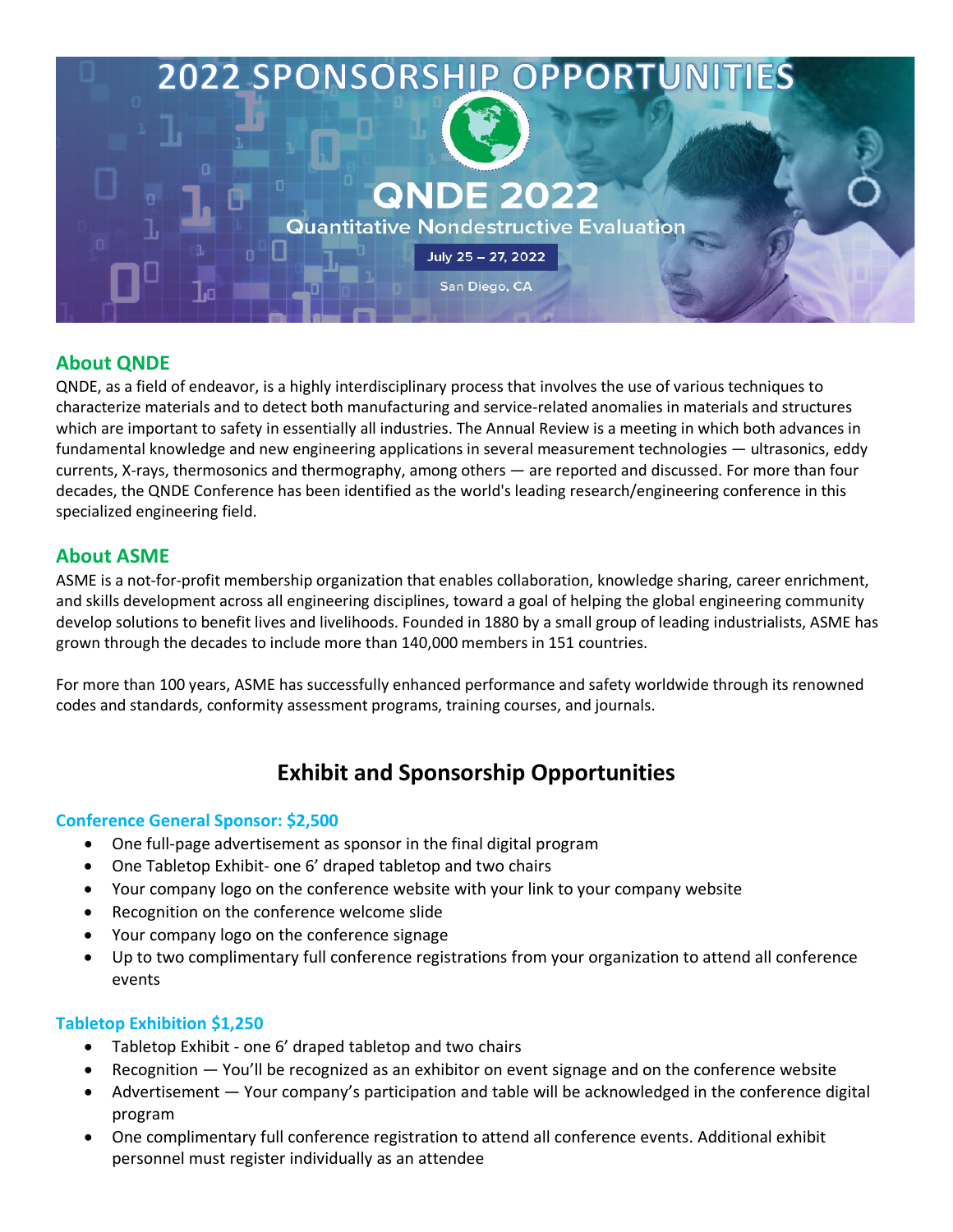# 2022 SPONSORSHIP OPPORTUNITIES

## QNDE 2022

Quantitative Nondestructive Evaluation

July 25 – 27, 2022

San Diego, CA

## About QNDE

QNDE, as a field of endeavor, is a highly interdisciplinary process that involves the use of various techniques to characterize materials and to detect both manufacturing and service-related anomalies in materials and structures which are important to safety in essentially all industries. The Annual Review is a meeting in which both advances in fundamental knowledge and new engineering applications in several measurement technologies — ultrasonics, eddy currents, X-rays, thermosonics and thermography, among others — are reported and discussed. For more than four decades, the QNDE Conference has been identified as the world's leading research/engineering conference in this specialized engineering field.

## About ASME

ASME is a not-for-profit membership organization that enables collaboration, knowledge sharing, career enrichment, and skills development across all engineering disciplines, toward a goal of helping the global engineering community develop solutions to benefit lives and livelihoods. Founded in 1880 by a small group of leading industrialists, ASME has grown through the decades to include more than 140,000 members in 151 countries.

For more than 100 years, ASME has successfully enhanced performance and safety worldwide through its renowned codes and standards, conformity assessment programs, training courses, and journals.

# Exhibit and Sponsorship Opportunities

### Conference General Sponsor: $2,500

- One full-page advertisement as sponsor in the final digital program
- One Tabletop Exhibit- one 6' draped tabletop and two chairs
- Your company logo on the conference website with your link to your company website
- Recognition on the conference welcome slide
- Your company logo on the conference signage
- Up to two complimentary full conference registrations from your organization to attend all conference events

### Tabletop Exhibition $1,250

- Tabletop Exhibit - one 6' draped tabletop and two chairs
- Recognition — You'll be recognized as an exhibitor on event signage and on the conference website
- Advertisement — Your company's participation and table will be acknowledged in the conference digital program
- One complimentary full conference registration to attend all conference events. Additional exhibit personnel must register individually as an attendee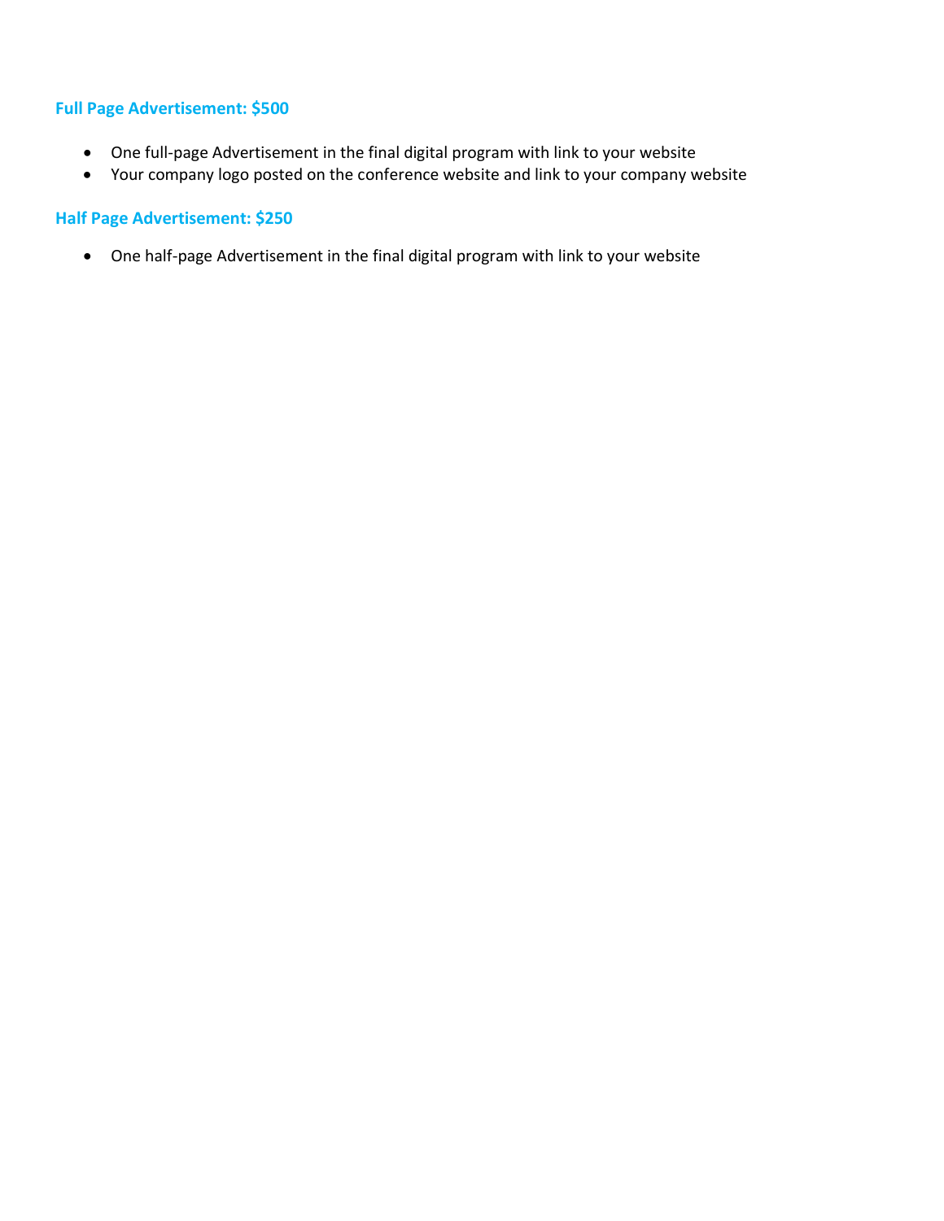### Full Page Advertisement: $500

- One full-page Advertisement in the final digital program with link to your website
- Your company logo posted on the conference website and link to your company website

### Half Page Advertisement: $250

- One half-page Advertisement in the final digital program with link to your website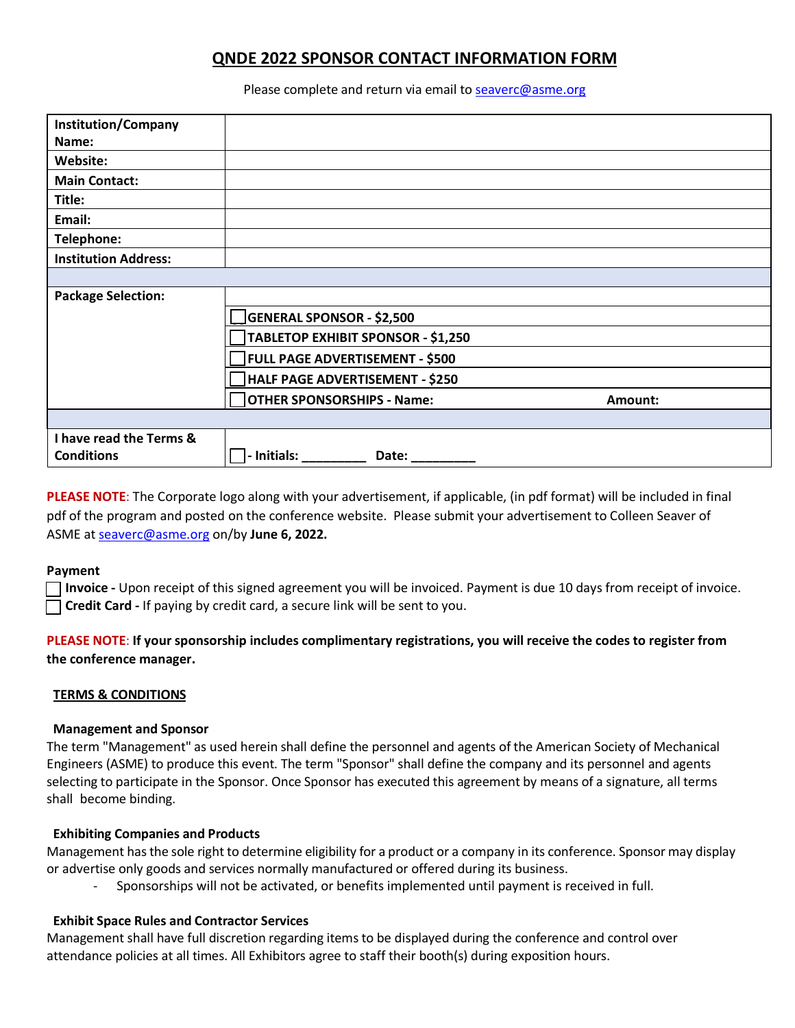# QNDE 2022 SPONSOR CONTACT INFORMATION FORM

Please complete and return via email to seaverc@asme.org

| | |
|---|---|
| **Institution/Company Name:** | |
| **Website:** | |
| **Main Contact:** | |
| **Title:** | |
| **Email:** | |
| **Telephone:** | |
| **Institution Address:** | |
| | |
| **Package Selection:** | |
| | ☐ **GENERAL SPONSOR - $2,500** |
| | ☐ **TABLETOP EXHIBIT SPONSOR - $1,250** |
| | ☐ **FULL PAGE ADVERTISEMENT - $500** |
| | ☐ **HALF PAGE ADVERTISEMENT - $250** |
| | ☐ **OTHER SPONSORSHIPS - Name: Amount:** |
| | |
| **I have read the Terms & Conditions** | ☐ **- Initials: _________ Date: _________** |

**PLEASE NOTE**: The Corporate logo along with your advertisement, if applicable, (in pdf format) will be included in final pdf of the program and posted on the conference website. Please submit your advertisement to Colleen Seaver of ASME at seaverc@asme.org on/by **June 6, 2022.**

**Payment**

☐ **Invoice -** Upon receipt of this signed agreement you will be invoiced. Payment is due 10 days from receipt of invoice.
☐ **Credit Card -** If paying by credit card, a secure link will be sent to you.

**PLEASE NOTE**: **If your sponsorship includes complimentary registrations, you will receive the codes to register from the conference manager.**

## TERMS & CONDITIONS

### Management and Sponsor

The term "Management" as used herein shall define the personnel and agents of the American Society of Mechanical Engineers (ASME) to produce this event. The term "Sponsor" shall define the company and its personnel and agents selecting to participate in the Sponsor. Once Sponsor has executed this agreement by means of a signature, all terms shall become binding.

### Exhibiting Companies and Products

Management has the sole right to determine eligibility for a product or a company in its conference. Sponsor may display or advertise only goods and services normally manufactured or offered during its business.

- Sponsorships will not be activated, or benefits implemented until payment is received in full.

### Exhibit Space Rules and Contractor Services

Management shall have full discretion regarding items to be displayed during the conference and control over attendance policies at all times. All Exhibitors agree to staff their booth(s) during exposition hours.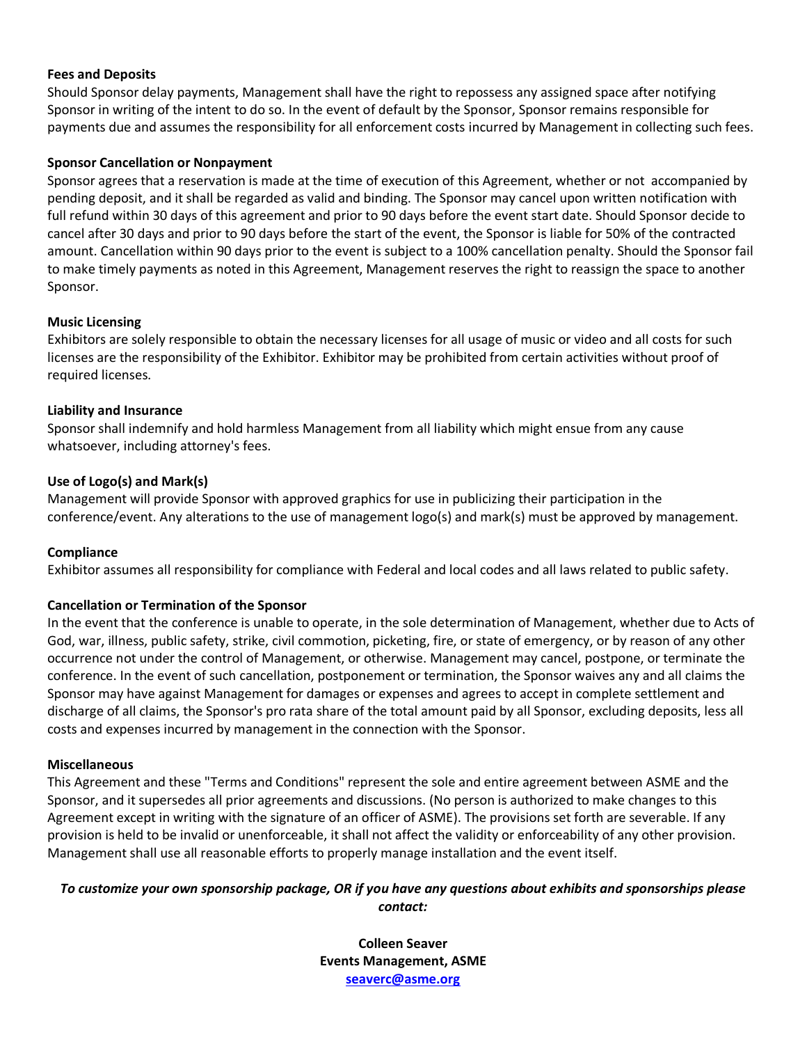**Fees and Deposits**

Should Sponsor delay payments, Management shall have the right to repossess any assigned space after notifying Sponsor in writing of the intent to do so. In the event of default by the Sponsor, Sponsor remains responsible for payments due and assumes the responsibility for all enforcement costs incurred by Management in collecting such fees.

**Sponsor Cancellation or Nonpayment**

Sponsor agrees that a reservation is made at the time of execution of this Agreement, whether or not accompanied by pending deposit, and it shall be regarded as valid and binding. The Sponsor may cancel upon written notification with full refund within 30 days of this agreement and prior to 90 days before the event start date. Should Sponsor decide to cancel after 30 days and prior to 90 days before the start of the event, the Sponsor is liable for 50% of the contracted amount. Cancellation within 90 days prior to the event is subject to a 100% cancellation penalty. Should the Sponsor fail to make timely payments as noted in this Agreement, Management reserves the right to reassign the space to another Sponsor.

**Music Licensing**

Exhibitors are solely responsible to obtain the necessary licenses for all usage of music or video and all costs for such licenses are the responsibility of the Exhibitor. Exhibitor may be prohibited from certain activities without proof of required licenses.

**Liability and Insurance**

Sponsor shall indemnify and hold harmless Management from all liability which might ensue from any cause whatsoever, including attorney's fees.

**Use of Logo(s) and Mark(s)**

Management will provide Sponsor with approved graphics for use in publicizing their participation in the conference/event. Any alterations to the use of management logo(s) and mark(s) must be approved by management.

**Compliance**

Exhibitor assumes all responsibility for compliance with Federal and local codes and all laws related to public safety.

**Cancellation or Termination of the Sponsor**

In the event that the conference is unable to operate, in the sole determination of Management, whether due to Acts of God, war, illness, public safety, strike, civil commotion, picketing, fire, or state of emergency, or by reason of any other occurrence not under the control of Management, or otherwise. Management may cancel, postpone, or terminate the conference. In the event of such cancellation, postponement or termination, the Sponsor waives any and all claims the Sponsor may have against Management for damages or expenses and agrees to accept in complete settlement and discharge of all claims, the Sponsor's pro rata share of the total amount paid by all Sponsor, excluding deposits, less all costs and expenses incurred by management in the connection with the Sponsor.

**Miscellaneous**

This Agreement and these "Terms and Conditions" represent the sole and entire agreement between ASME and the Sponsor, and it supersedes all prior agreements and discussions. (No person is authorized to make changes to this Agreement except in writing with the signature of an officer of ASME). The provisions set forth are severable. If any provision is held to be invalid or unenforceable, it shall not affect the validity or enforceability of any other provision. Management shall use all reasonable efforts to properly manage installation and the event itself.

***To customize your own sponsorship package, OR if you have any questions about exhibits and sponsorships please contact:***

**Colleen Seaver**
**Events Management, ASME**
**seaverc@asme.org**